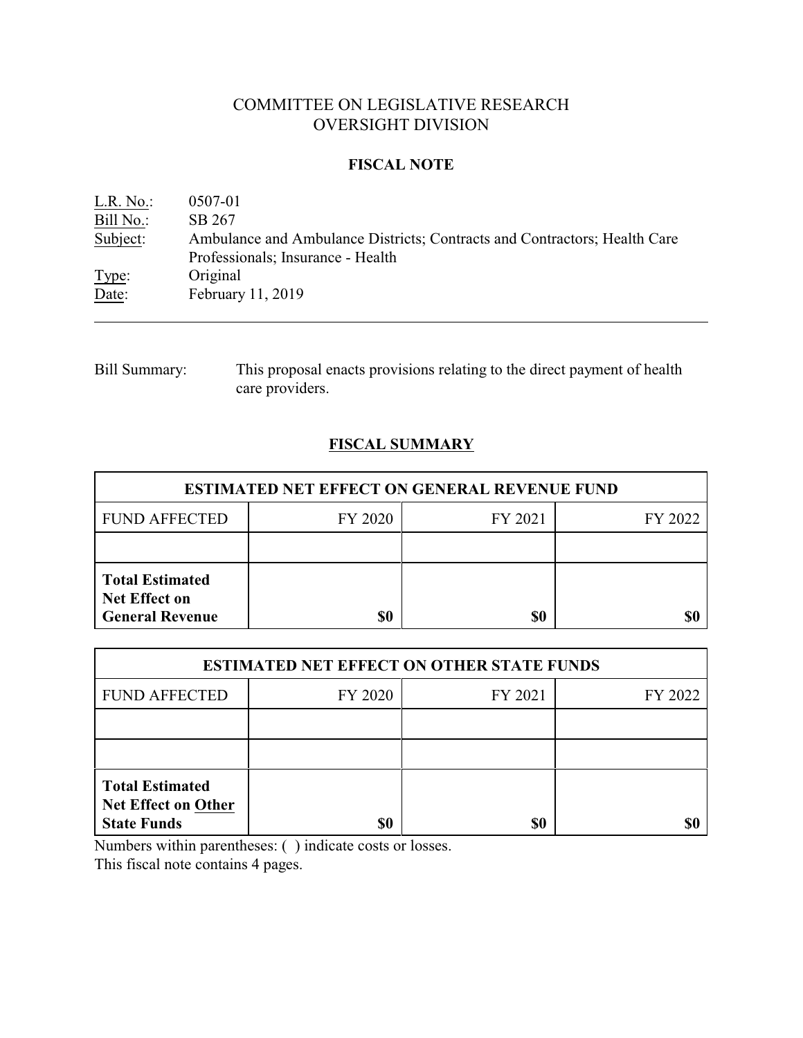# COMMITTEE ON LEGISLATIVE RESEARCH
# OVERSIGHT DIVISION

## FISCAL NOTE

L.R. No.: 0507-01
Bill No.: SB 267
Subject: Ambulance and Ambulance Districts; Contracts and Contractors; Health Care Professionals; Insurance - Health
Type: Original
Date: February 11, 2019

---

Bill Summary: This proposal enacts provisions relating to the direct payment of health care providers.

## FISCAL SUMMARY

| ESTIMATED NET EFFECT ON GENERAL REVENUE FUND | | | |
|---|---|---|---|
| FUND AFFECTED | FY 2020 | FY 2021 | FY 2022 |
| | | | |
| **Total Estimated Net Effect on General Revenue** | **$0** | **$0** | **$0** |

| ESTIMATED NET EFFECT ON OTHER STATE FUNDS | | | |
|---|---|---|---|
| FUND AFFECTED | FY 2020 | FY 2021 | FY 2022 |
| | | | |
| | | | |
| **Total Estimated Net Effect on Other State Funds** | **$0** | **$0** | **$0** |

Numbers within parentheses: ( ) indicate costs or losses.
This fiscal note contains 4 pages.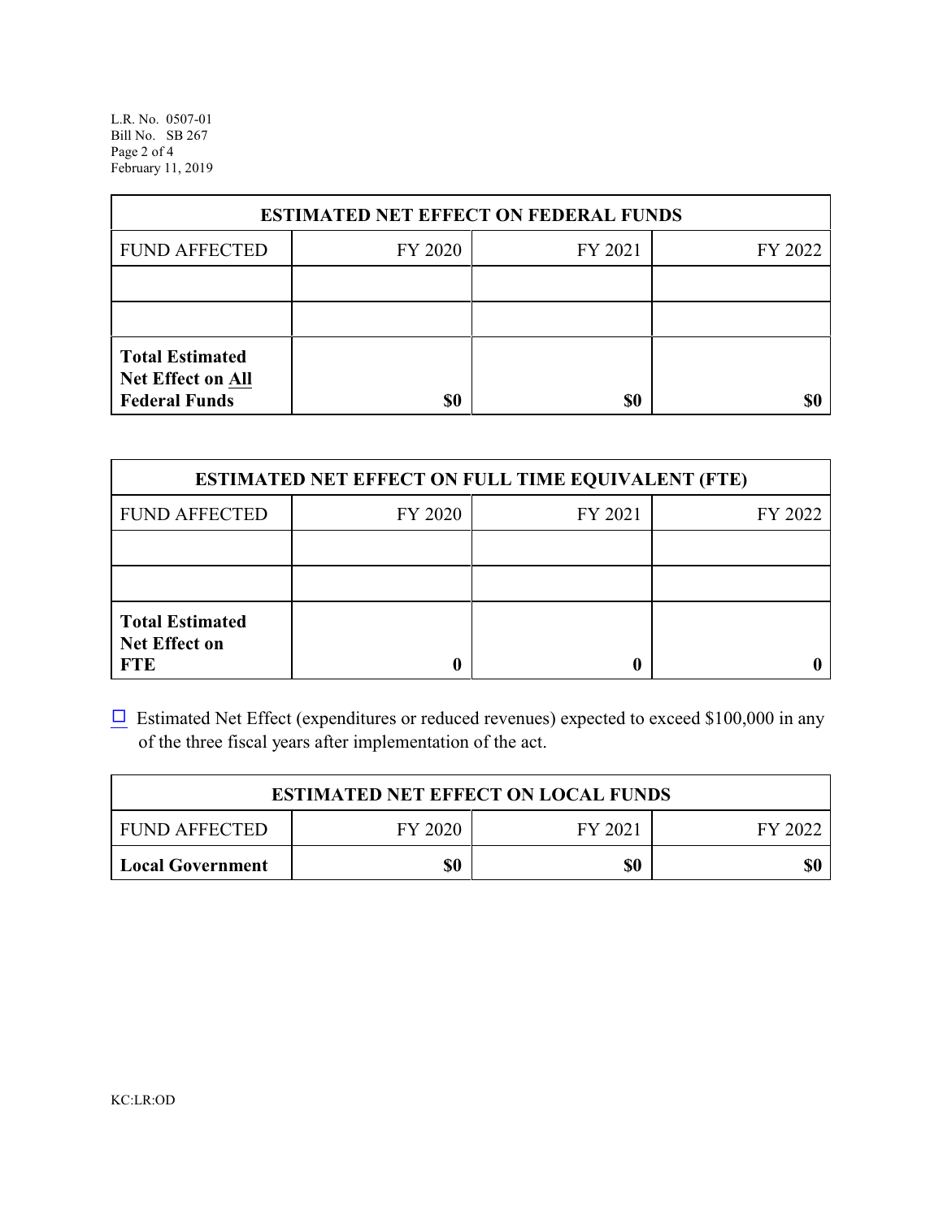| ESTIMATED NET EFFECT ON FEDERAL FUNDS | | | |
|---|---|---|---|
| FUND AFFECTED | FY 2020 | FY 2021 | FY 2022 |
| | | | |
| | | | |
| **Total Estimated Net Effect on All Federal Funds** | **$0** | **$0** | **$0** |

| ESTIMATED NET EFFECT ON FULL TIME EQUIVALENT (FTE) | | | |
|---|---|---|---|
| FUND AFFECTED | FY 2020 | FY 2021 | FY 2022 |
| | | | |
| | | | |
| **Total Estimated Net Effect on FTE** | **0** | **0** | **0** |

☐ Estimated Net Effect (expenditures or reduced revenues) expected to exceed $100,000 in any of the three fiscal years after implementation of the act.

| ESTIMATED NET EFFECT ON LOCAL FUNDS | | | |
|---|---|---|---|
| FUND AFFECTED | FY 2020 | FY 2021 | FY 2022 |
| **Local Government** | **$0** | **$0** | **$0** |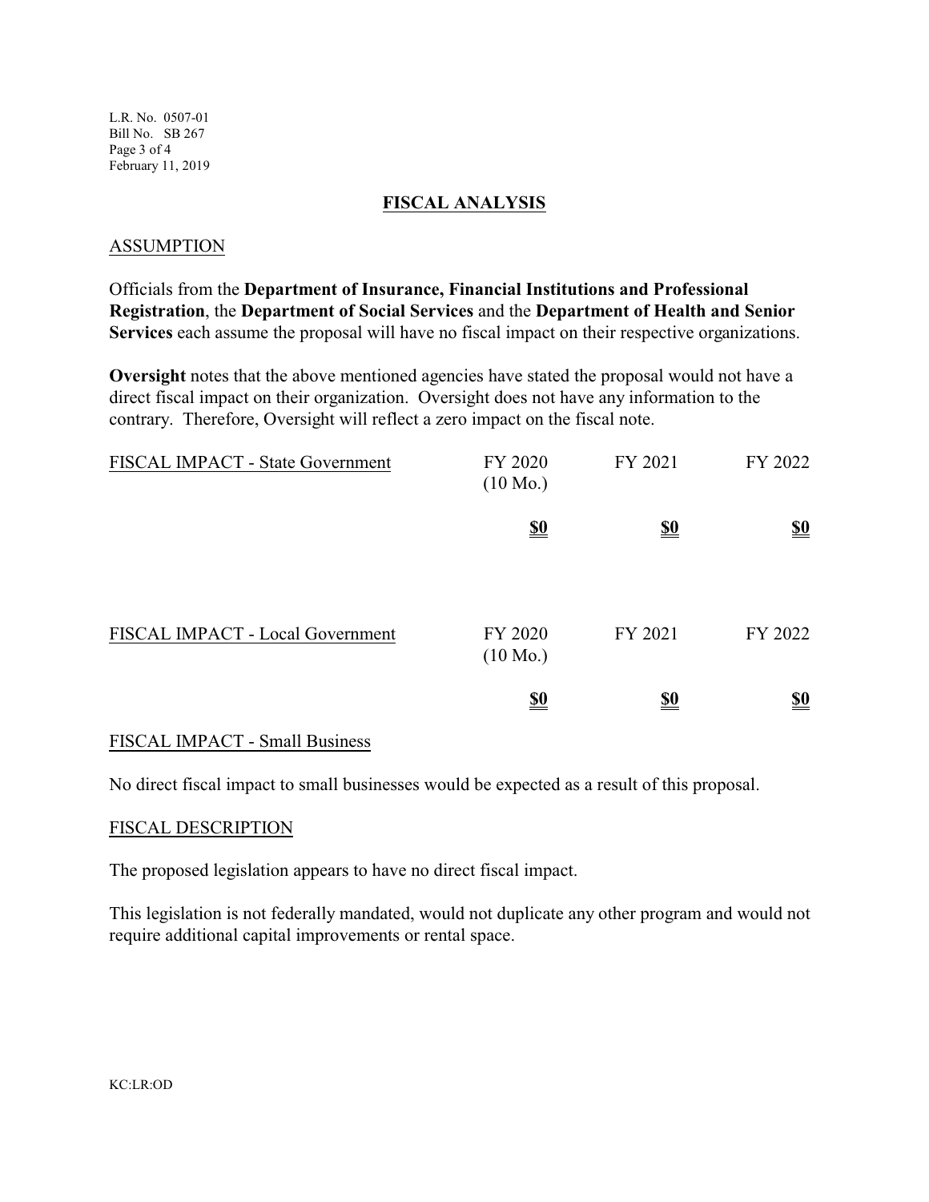## FISCAL ANALYSIS

### ASSUMPTION

Officials from the **Department of Insurance, Financial Institutions and Professional Registration**, the **Department of Social Services** and the **Department of Health and Senior Services** each assume the proposal will have no fiscal impact on their respective organizations.

**Oversight** notes that the above mentioned agencies have stated the proposal would not have a direct fiscal impact on their organization. Oversight does not have any information to the contrary. Therefore, Oversight will reflect a zero impact on the fiscal note.

| FISCAL IMPACT - State Government | FY 2020 (10 Mo.) | FY 2021 | FY 2022 |
|---|---|---|---|
| | **$0** | **$0** | **$0** |

| FISCAL IMPACT - Local Government | FY 2020 (10 Mo.) | FY 2021 | FY 2022 |
|---|---|---|---|
| | **$0** | **$0** | **$0** |

### FISCAL IMPACT - Small Business

No direct fiscal impact to small businesses would be expected as a result of this proposal.

### FISCAL DESCRIPTION

The proposed legislation appears to have no direct fiscal impact.

This legislation is not federally mandated, would not duplicate any other program and would not require additional capital improvements or rental space.

KC:LR:OD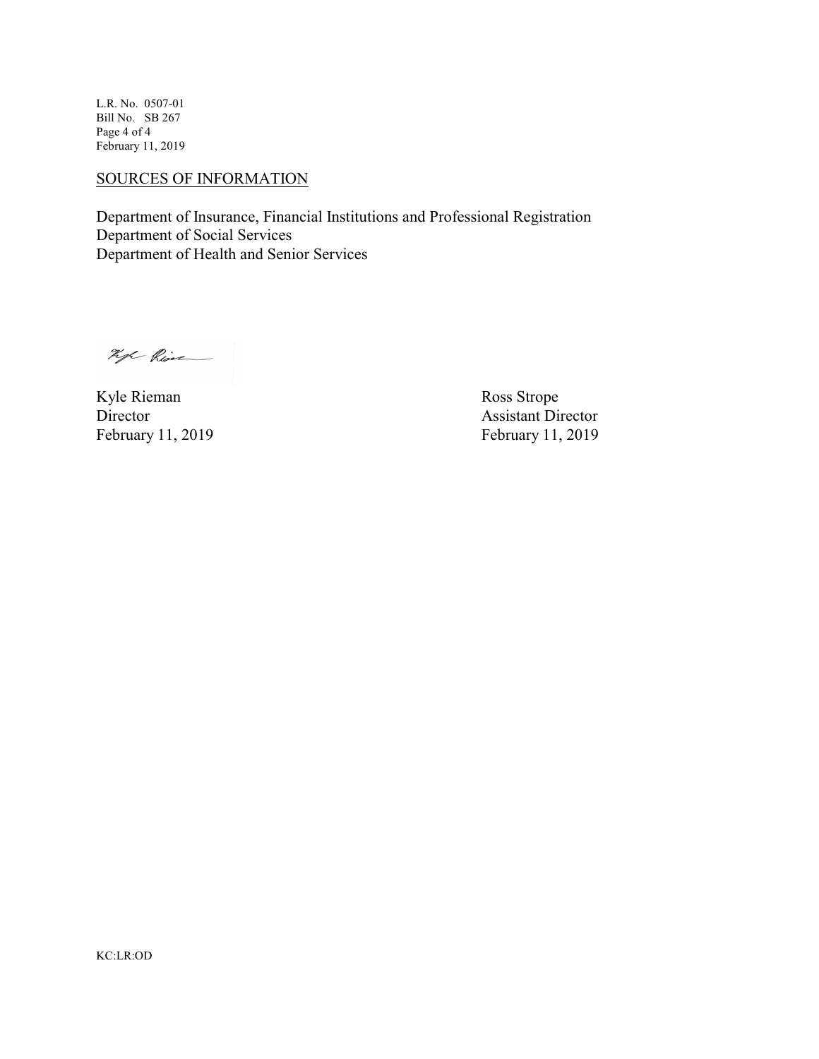## SOURCES OF INFORMATION

Department of Insurance, Financial Institutions and Professional Registration
Department of Social Services
Department of Health and Senior Services

Kyle Rieman
Director
February 11, 2019

Ross Strope
Assistant Director
February 11, 2019

KC:LR:OD